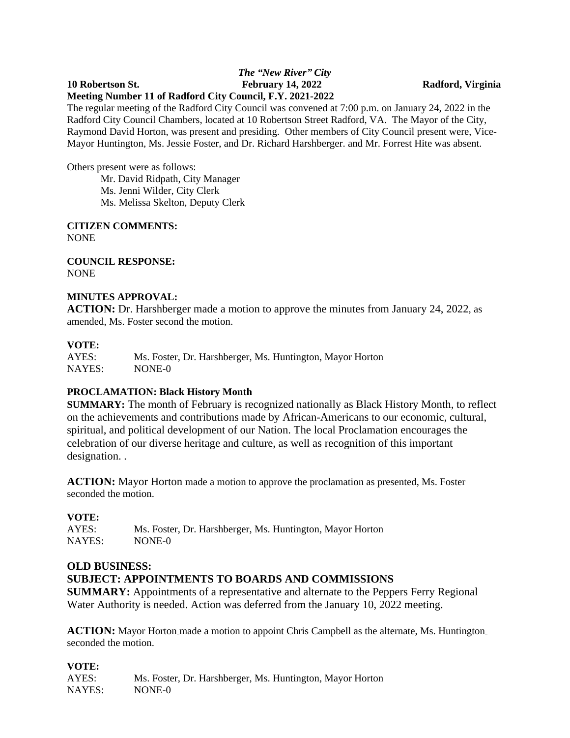***The "New River" City***

**10 Robertson St. February 14, 2022 Radford, Virginia**

**Meeting Number 11 of Radford City Council, F.Y. 2021-2022**

The regular meeting of the Radford City Council was convened at 7:00 p.m. on January 24, 2022 in the Radford City Council Chambers, located at 10 Robertson Street Radford, VA. The Mayor of the City, Raymond David Horton, was present and presiding. Other members of City Council present were, Vice-Mayor Huntington, Ms. Jessie Foster, and Dr. Richard Harshberger. and Mr. Forrest Hite was absent.

Others present were as follows:

Mr. David Ridpath, City Manager
Ms. Jenni Wilder, City Clerk
Ms. Melissa Skelton, Deputy Clerk

**CITIZEN COMMENTS:**
NONE

**COUNCIL RESPONSE:**
NONE

**MINUTES APPROVAL:**

**ACTION:** Dr. Harshberger made a motion to approve the minutes from January 24, 2022, as amended, Ms. Foster second the motion.

**VOTE:**

AYES: Ms. Foster, Dr. Harshberger, Ms. Huntington, Mayor Horton
NAYES: NONE-0

**PROCLAMATION: Black History Month**

**SUMMARY:** The month of February is recognized nationally as Black History Month, to reflect on the achievements and contributions made by African-Americans to our economic, cultural, spiritual, and political development of our Nation. The local Proclamation encourages the celebration of our diverse heritage and culture, as well as recognition of this important designation. .

**ACTION:** Mayor Horton made a motion to approve the proclamation as presented, Ms. Foster seconded the motion.

**VOTE:**

AYES: Ms. Foster, Dr. Harshberger, Ms. Huntington, Mayor Horton
NAYES: NONE-0

**OLD BUSINESS:**

**SUBJECT: APPOINTMENTS TO BOARDS AND COMMISSIONS**

**SUMMARY:** Appointments of a representative and alternate to the Peppers Ferry Regional Water Authority is needed. Action was deferred from the January 10, 2022 meeting.

**ACTION:** Mayor Horton made a motion to appoint Chris Campbell as the alternate, Ms. Huntington seconded the motion.

**VOTE:**

AYES: Ms. Foster, Dr. Harshberger, Ms. Huntington, Mayor Horton
NAYES: NONE-0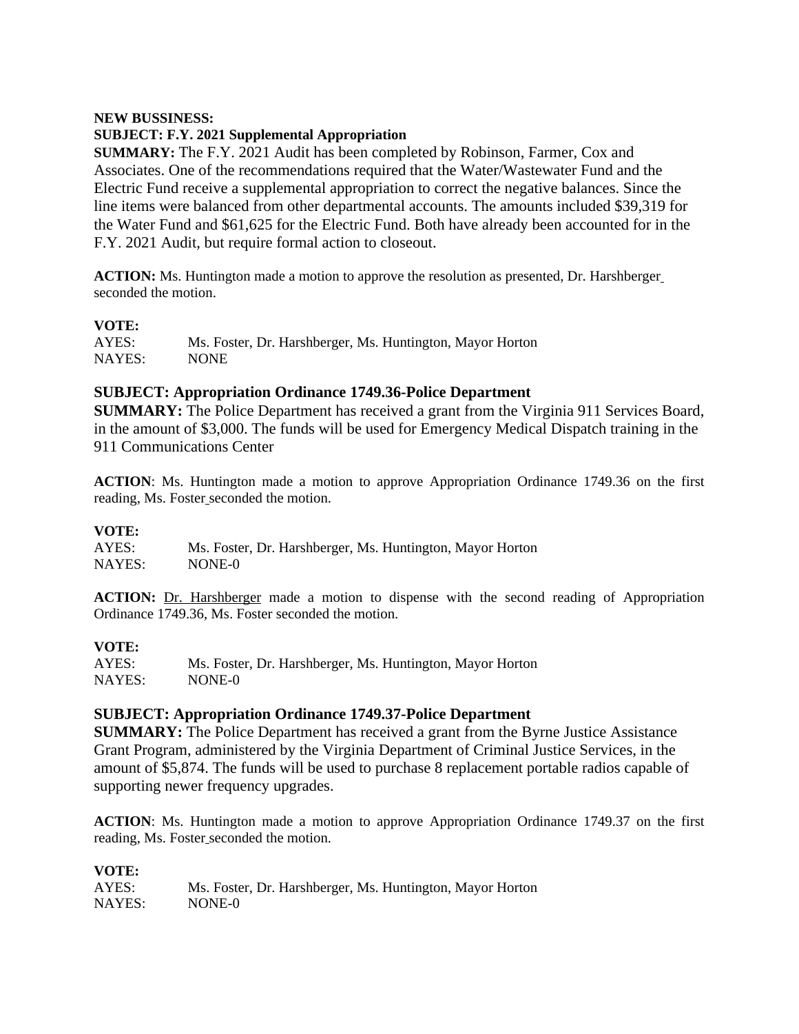**NEW BUSSINESS:**

**SUBJECT: F.Y. 2021 Supplemental Appropriation**

**SUMMARY:** The F.Y. 2021 Audit has been completed by Robinson, Farmer, Cox and Associates. One of the recommendations required that the Water/Wastewater Fund and the Electric Fund receive a supplemental appropriation to correct the negative balances. Since the line items were balanced from other departmental accounts. The amounts included $39,319 for the Water Fund and $61,625 for the Electric Fund. Both have already been accounted for in the F.Y. 2021 Audit, but require formal action to closeout.

**ACTION:** Ms. Huntington made a motion to approve the resolution as presented, Dr. Harshberger seconded the motion.

**VOTE:**

AYES: Ms. Foster, Dr. Harshberger, Ms. Huntington, Mayor Horton
NAYES: NONE

**SUBJECT: Appropriation Ordinance 1749.36-Police Department**

**SUMMARY:** The Police Department has received a grant from the Virginia 911 Services Board, in the amount of $3,000. The funds will be used for Emergency Medical Dispatch training in the 911 Communications Center

**ACTION**: Ms. Huntington made a motion to approve Appropriation Ordinance 1749.36 on the first reading, Ms. Foster seconded the motion.

**VOTE:**

AYES: Ms. Foster, Dr. Harshberger, Ms. Huntington, Mayor Horton
NAYES: NONE-0

**ACTION:** Dr. Harshberger made a motion to dispense with the second reading of Appropriation Ordinance 1749.36, Ms. Foster seconded the motion.

**VOTE:**

AYES: Ms. Foster, Dr. Harshberger, Ms. Huntington, Mayor Horton
NAYES: NONE-0

**SUBJECT: Appropriation Ordinance 1749.37-Police Department**

**SUMMARY:** The Police Department has received a grant from the Byrne Justice Assistance Grant Program, administered by the Virginia Department of Criminal Justice Services, in the amount of $5,874. The funds will be used to purchase 8 replacement portable radios capable of supporting newer frequency upgrades.

**ACTION**: Ms. Huntington made a motion to approve Appropriation Ordinance 1749.37 on the first reading, Ms. Foster seconded the motion.

**VOTE:**

AYES: Ms. Foster, Dr. Harshberger, Ms. Huntington, Mayor Horton
NAYES: NONE-0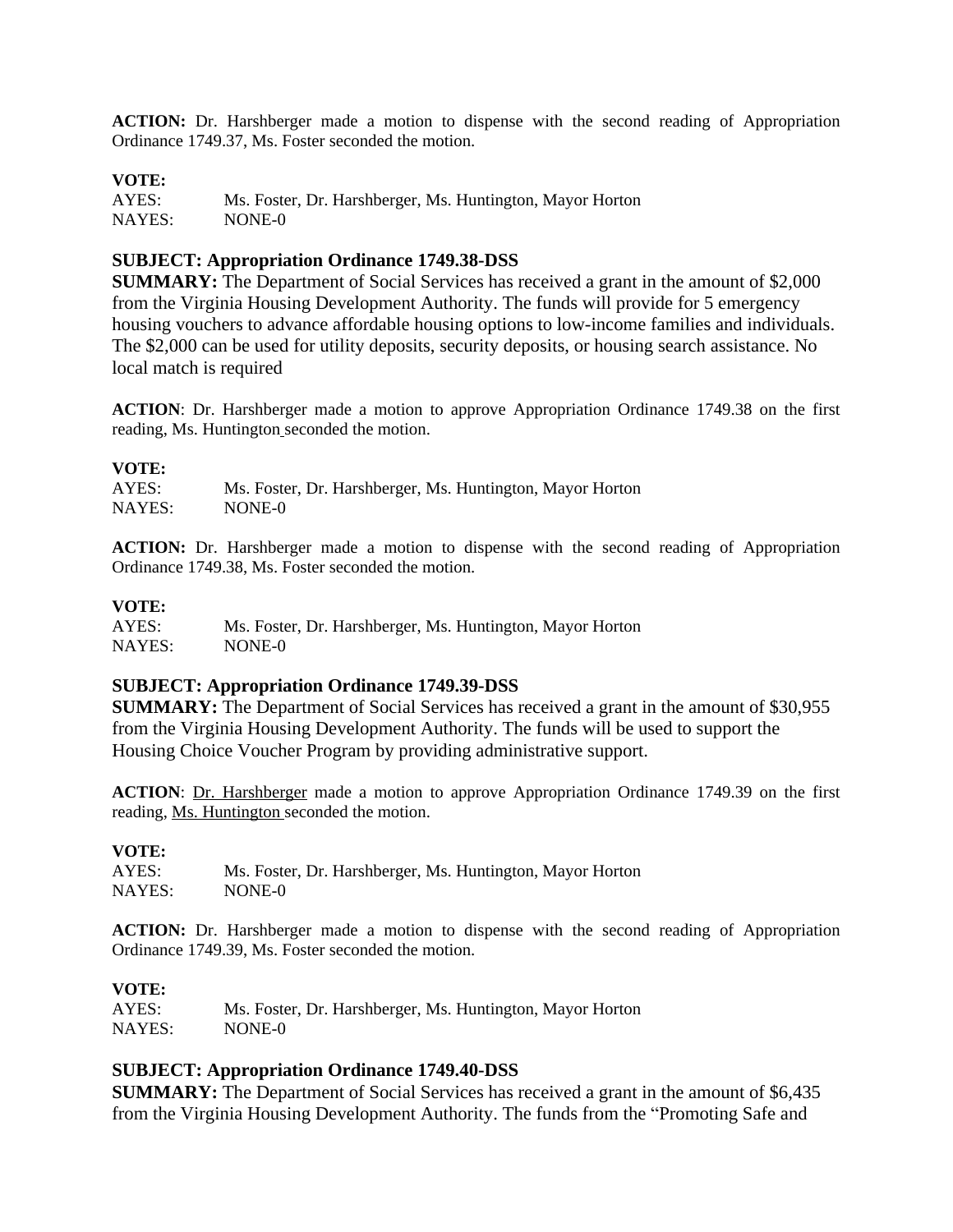**ACTION:** Dr. Harshberger made a motion to dispense with the second reading of Appropriation Ordinance 1749.37, Ms. Foster seconded the motion.

**VOTE:**
AYES: Ms. Foster, Dr. Harshberger, Ms. Huntington, Mayor Horton
NAYES: NONE-0

**SUBJECT: Appropriation Ordinance 1749.38-DSS**
**SUMMARY:** The Department of Social Services has received a grant in the amount of $2,000 from the Virginia Housing Development Authority. The funds will provide for 5 emergency housing vouchers to advance affordable housing options to low-income families and individuals. The $2,000 can be used for utility deposits, security deposits, or housing search assistance. No local match is required

**ACTION**: Dr. Harshberger made a motion to approve Appropriation Ordinance 1749.38 on the first reading, Ms. Huntington seconded the motion.

**VOTE:**
AYES: Ms. Foster, Dr. Harshberger, Ms. Huntington, Mayor Horton
NAYES: NONE-0

**ACTION:** Dr. Harshberger made a motion to dispense with the second reading of Appropriation Ordinance 1749.38, Ms. Foster seconded the motion.

**VOTE:**
AYES: Ms. Foster, Dr. Harshberger, Ms. Huntington, Mayor Horton
NAYES: NONE-0

**SUBJECT: Appropriation Ordinance 1749.39-DSS**
**SUMMARY:** The Department of Social Services has received a grant in the amount of $30,955 from the Virginia Housing Development Authority. The funds will be used to support the Housing Choice Voucher Program by providing administrative support.

**ACTION**: Dr. Harshberger made a motion to approve Appropriation Ordinance 1749.39 on the first reading, Ms. Huntington seconded the motion.

**VOTE:**
AYES: Ms. Foster, Dr. Harshberger, Ms. Huntington, Mayor Horton
NAYES: NONE-0

**ACTION:** Dr. Harshberger made a motion to dispense with the second reading of Appropriation Ordinance 1749.39, Ms. Foster seconded the motion.

**VOTE:**
AYES: Ms. Foster, Dr. Harshberger, Ms. Huntington, Mayor Horton
NAYES: NONE-0

**SUBJECT: Appropriation Ordinance 1749.40-DSS**
**SUMMARY:** The Department of Social Services has received a grant in the amount of $6,435 from the Virginia Housing Development Authority. The funds from the "Promoting Safe and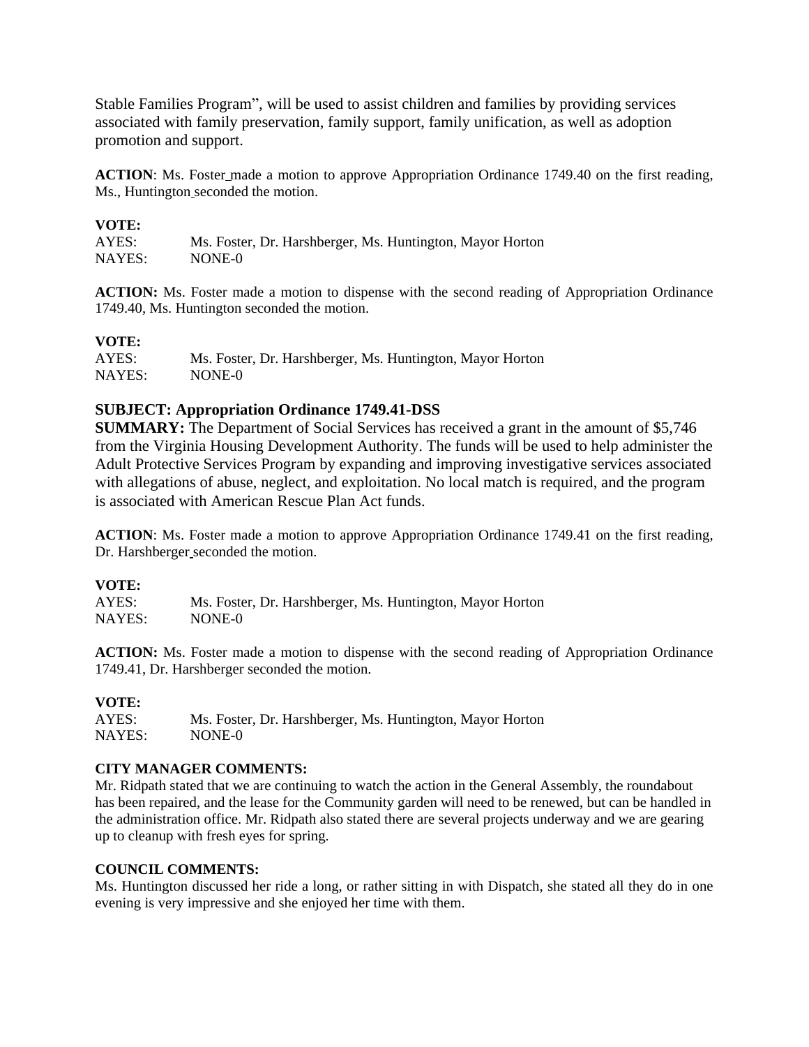Stable Families Program", will be used to assist children and families by providing services associated with family preservation, family support, family unification, as well as adoption promotion and support.

**ACTION**: Ms. Foster made a motion to approve Appropriation Ordinance 1749.40 on the first reading, Ms., Huntington seconded the motion.

**VOTE:**

AYES: Ms. Foster, Dr. Harshberger, Ms. Huntington, Mayor Horton
NAYES: NONE-0

**ACTION:** Ms. Foster made a motion to dispense with the second reading of Appropriation Ordinance 1749.40, Ms. Huntington seconded the motion.

**VOTE:**

AYES: Ms. Foster, Dr. Harshberger, Ms. Huntington, Mayor Horton
NAYES: NONE-0

**SUBJECT: Appropriation Ordinance 1749.41-DSS**

**SUMMARY:** The Department of Social Services has received a grant in the amount of $5,746 from the Virginia Housing Development Authority. The funds will be used to help administer the Adult Protective Services Program by expanding and improving investigative services associated with allegations of abuse, neglect, and exploitation. No local match is required, and the program is associated with American Rescue Plan Act funds.

**ACTION**: Ms. Foster made a motion to approve Appropriation Ordinance 1749.41 on the first reading, Dr. Harshberger seconded the motion.

**VOTE:**

AYES: Ms. Foster, Dr. Harshberger, Ms. Huntington, Mayor Horton
NAYES: NONE-0

**ACTION:** Ms. Foster made a motion to dispense with the second reading of Appropriation Ordinance 1749.41, Dr. Harshberger seconded the motion.

**VOTE:**

AYES: Ms. Foster, Dr. Harshberger, Ms. Huntington, Mayor Horton
NAYES: NONE-0

**CITY MANAGER COMMENTS:**

Mr. Ridpath stated that we are continuing to watch the action in the General Assembly, the roundabout has been repaired, and the lease for the Community garden will need to be renewed, but can be handled in the administration office. Mr. Ridpath also stated there are several projects underway and we are gearing up to cleanup with fresh eyes for spring.

**COUNCIL COMMENTS:**

Ms. Huntington discussed her ride a long, or rather sitting in with Dispatch, she stated all they do in one evening is very impressive and she enjoyed her time with them.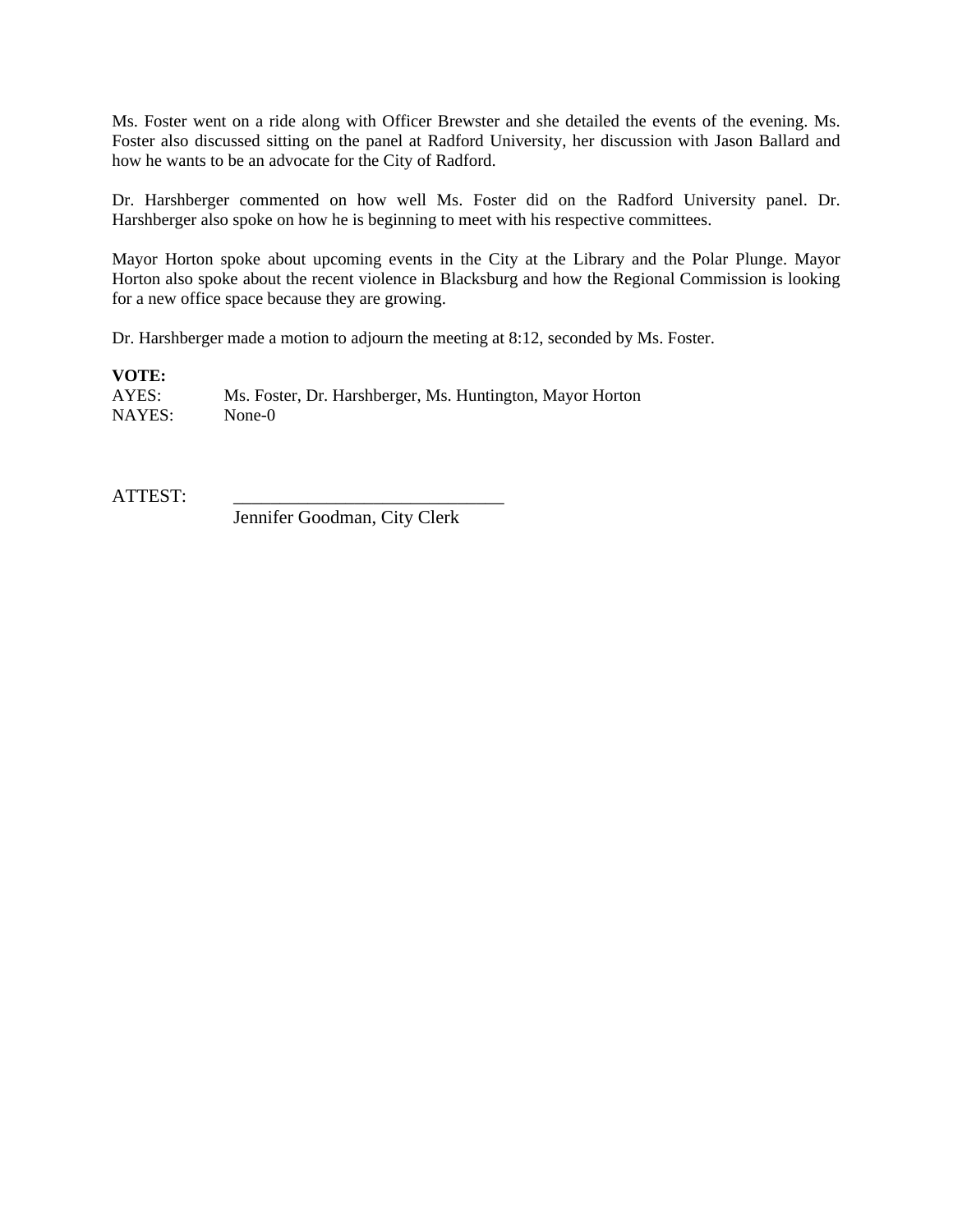Ms. Foster went on a ride along with Officer Brewster and she detailed the events of the evening. Ms. Foster also discussed sitting on the panel at Radford University, her discussion with Jason Ballard and how he wants to be an advocate for the City of Radford.

Dr. Harshberger commented on how well Ms. Foster did on the Radford University panel. Dr. Harshberger also spoke on how he is beginning to meet with his respective committees.

Mayor Horton spoke about upcoming events in the City at the Library and the Polar Plunge. Mayor Horton also spoke about the recent violence in Blacksburg and how the Regional Commission is looking for a new office space because they are growing.

Dr. Harshberger made a motion to adjourn the meeting at 8:12, seconded by Ms. Foster.

**VOTE:**

| | |
|---|---|
| AYES: | Ms. Foster, Dr. Harshberger, Ms. Huntington, Mayor Horton |
| NAYES: | None-0 |

ATTEST: \_\_\_\_\_\_\_\_\_\_\_\_\_\_\_\_\_\_\_\_\_\_\_\_\_\_\_\_\_\_

Jennifer Goodman, City Clerk